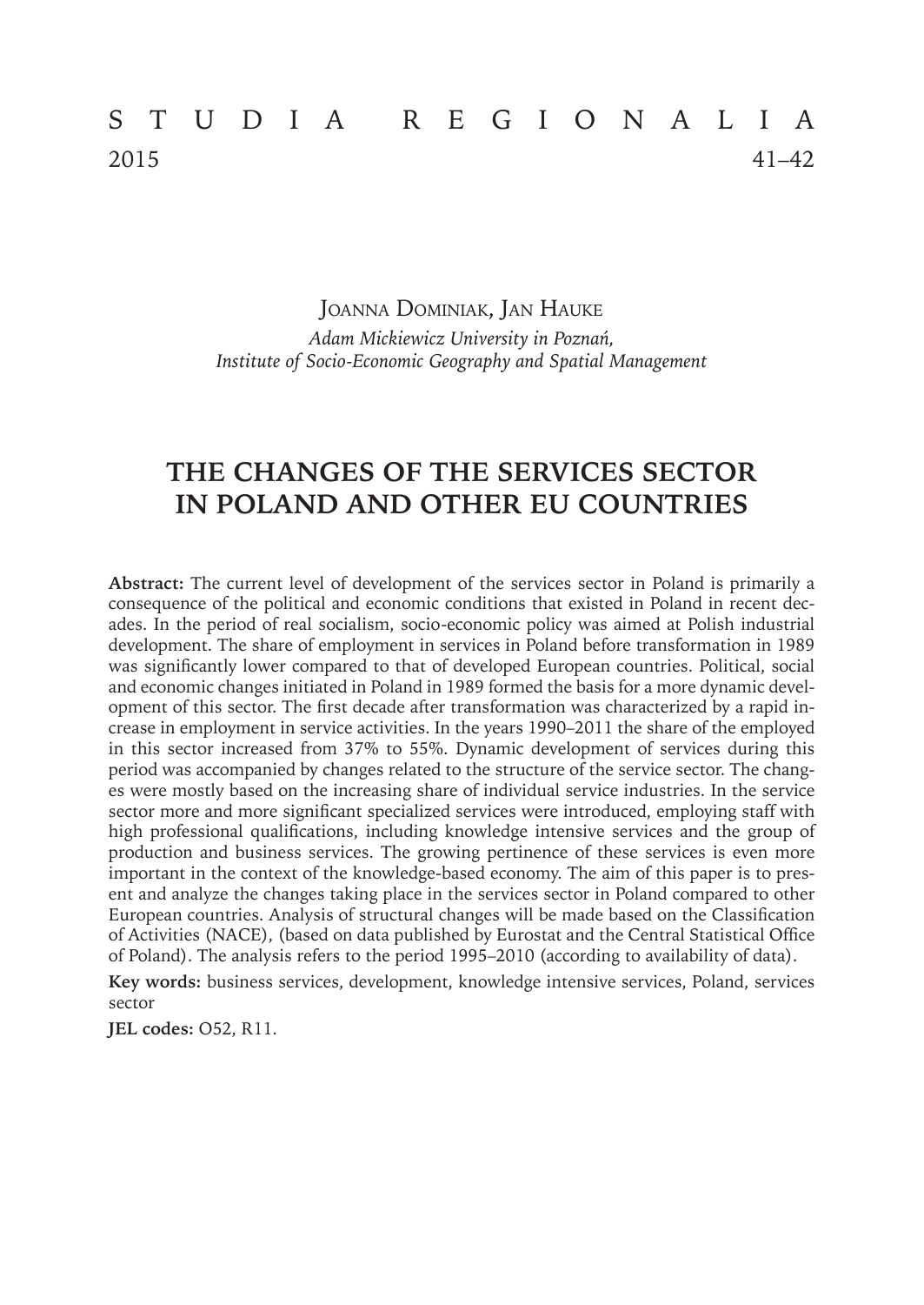Joanna Dominiak, Jan Hauke

*Adam Mickiewicz University in Poznań, Institute of Socio-Economic Geography and Spatial Management*

# THE CHANGES OF THE SERVICES SECTOR IN POLAND AND OTHER EU COUNTRIES

**Abstract:** The current level of development of the services sector in Poland is primarily a consequence of the political and economic conditions that existed in Poland in recent decades. In the period of real socialism, socio-economic policy was aimed at Polish industrial development. The share of employment in services in Poland before transformation in 1989 was significantly lower compared to that of developed European countries. Political, social and economic changes initiated in Poland in 1989 formed the basis for a more dynamic development of this sector. The first decade after transformation was characterized by a rapid increase in employment in service activities. In the years 1990–2011 the share of the employed in this sector increased from 37% to 55%. Dynamic development of services during this period was accompanied by changes related to the structure of the service sector. The changes were mostly based on the increasing share of individual service industries. In the service sector more and more significant specialized services were introduced, employing staff with high professional qualifications, including knowledge intensive services and the group of production and business services. The growing pertinence of these services is even more important in the context of the knowledge-based economy. The aim of this paper is to present and analyze the changes taking place in the services sector in Poland compared to other European countries. Analysis of structural changes will be made based on the Classification of Activities (NACE), (based on data published by Eurostat and the Central Statistical Office of Poland). The analysis refers to the period 1995–2010 (according to availability of data).

**Key words:** business services, development, knowledge intensive services, Poland, services sector

**JEL codes:** O52, R11.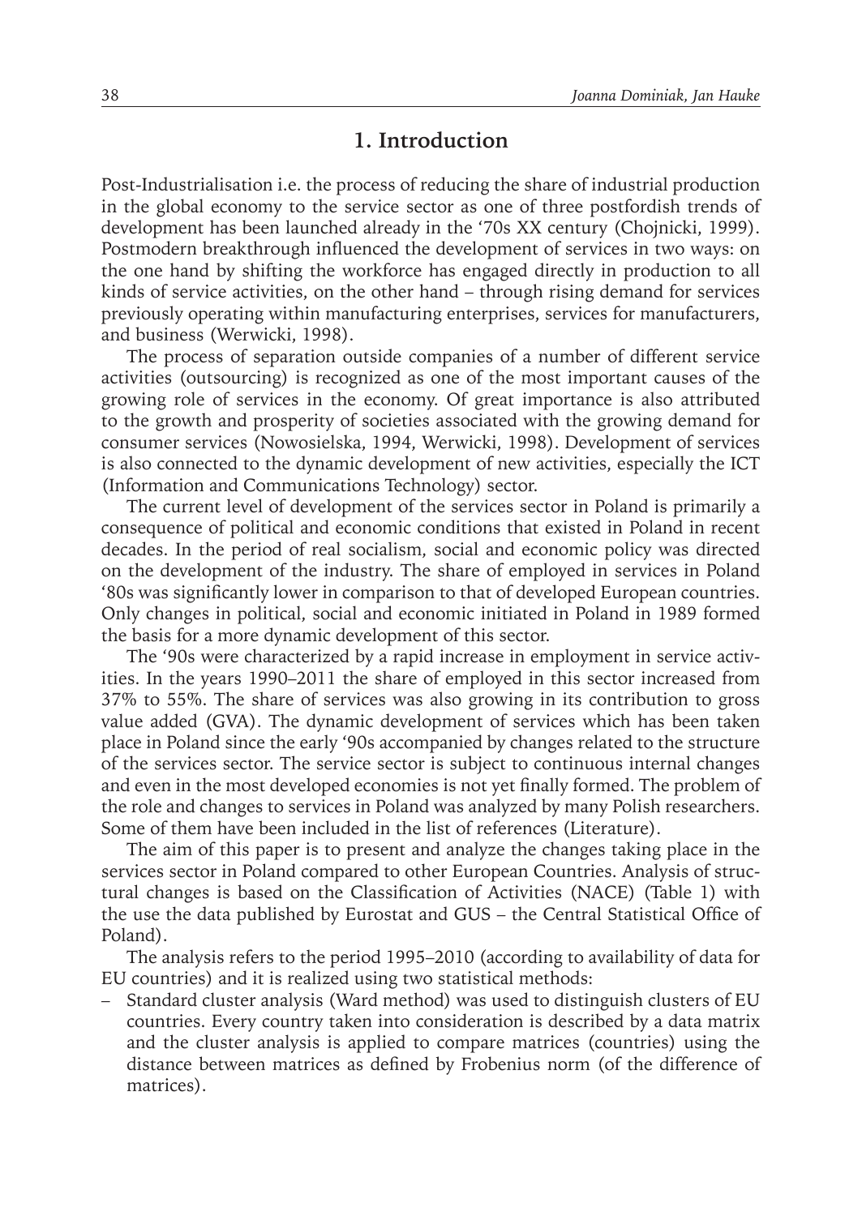## 1. Introduction

Post-Industrialisation i.e. the process of reducing the share of industrial production in the global economy to the service sector as one of three postfordish trends of development has been launched already in the '70s XX century (Chojnicki, 1999). Postmodern breakthrough influenced the development of services in two ways: on the one hand by shifting the workforce has engaged directly in production to all kinds of service activities, on the other hand – through rising demand for services previously operating within manufacturing enterprises, services for manufacturers, and business (Werwicki, 1998).

The process of separation outside companies of a number of different service activities (outsourcing) is recognized as one of the most important causes of the growing role of services in the economy. Of great importance is also attributed to the growth and prosperity of societies associated with the growing demand for consumer services (Nowosielska, 1994, Werwicki, 1998). Development of services is also connected to the dynamic development of new activities, especially the ICT (Information and Communications Technology) sector.

The current level of development of the services sector in Poland is primarily a consequence of political and economic conditions that existed in Poland in recent decades. In the period of real socialism, social and economic policy was directed on the development of the industry. The share of employed in services in Poland '80s was significantly lower in comparison to that of developed European countries. Only changes in political, social and economic initiated in Poland in 1989 formed the basis for a more dynamic development of this sector.

The '90s were characterized by a rapid increase in employment in service activities. In the years 1990–2011 the share of employed in this sector increased from 37% to 55%. The share of services was also growing in its contribution to gross value added (GVA). The dynamic development of services which has been taken place in Poland since the early '90s accompanied by changes related to the structure of the services sector. The service sector is subject to continuous internal changes and even in the most developed economies is not yet finally formed. The problem of the role and changes to services in Poland was analyzed by many Polish researchers. Some of them have been included in the list of references (Literature).

The aim of this paper is to present and analyze the changes taking place in the services sector in Poland compared to other European Countries. Analysis of structural changes is based on the Classification of Activities (NACE) (Table 1) with the use the data published by Eurostat and GUS – the Central Statistical Office of Poland).

The analysis refers to the period 1995–2010 (according to availability of data for EU countries) and it is realized using two statistical methods:

- Standard cluster analysis (Ward method) was used to distinguish clusters of EU countries. Every country taken into consideration is described by a data matrix and the cluster analysis is applied to compare matrices (countries) using the distance between matrices as defined by Frobenius norm (of the difference of matrices).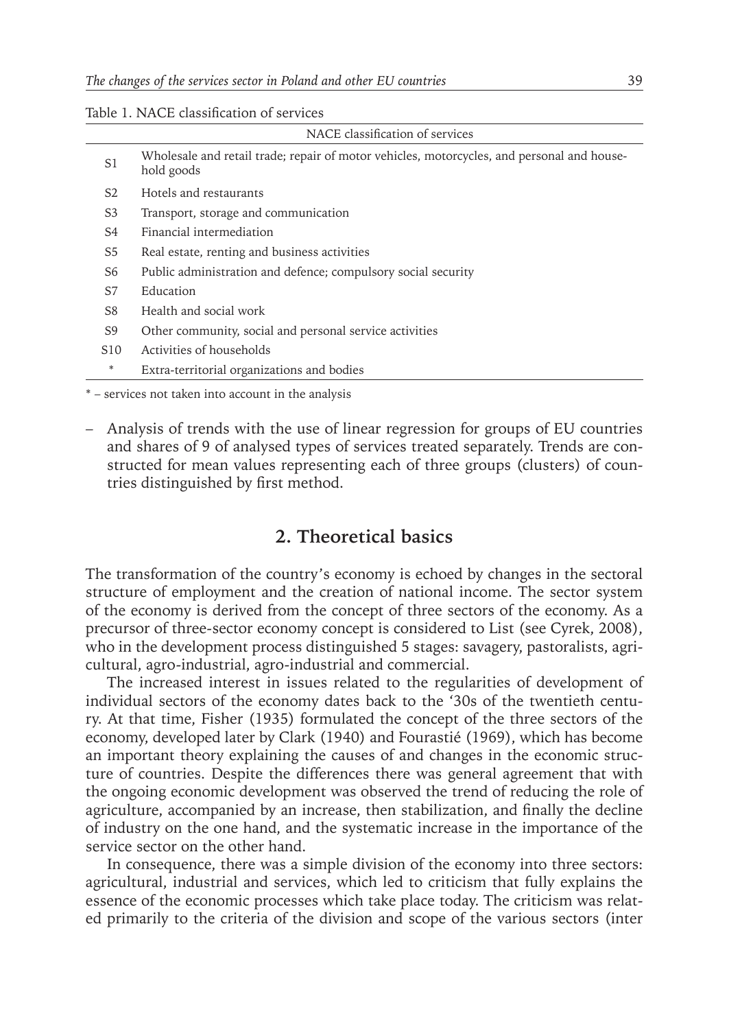Table 1. NACE classification of services

| | NACE classification of services |
|---|---|
| S1 | Wholesale and retail trade; repair of motor vehicles, motorcycles, and personal and household goods |
| S2 | Hotels and restaurants |
| S3 | Transport, storage and communication |
| S4 | Financial intermediation |
| S5 | Real estate, renting and business activities |
| S6 | Public administration and defence; compulsory social security |
| S7 | Education |
| S8 | Health and social work |
| S9 | Other community, social and personal service activities |
| S10 | Activities of households |
| * | Extra-territorial organizations and bodies |

* – services not taken into account in the analysis

– Analysis of trends with the use of linear regression for groups of EU countries and shares of 9 of analysed types of services treated separately. Trends are constructed for mean values representing each of three groups (clusters) of countries distinguished by first method.

## 2. Theoretical basics

The transformation of the country's economy is echoed by changes in the sectoral structure of employment and the creation of national income. The sector system of the economy is derived from the concept of three sectors of the economy. As a precursor of three-sector economy concept is considered to List (see Cyrek, 2008), who in the development process distinguished 5 stages: savagery, pastoralists, agricultural, agro-industrial, agro-industrial and commercial.

The increased interest in issues related to the regularities of development of individual sectors of the economy dates back to the '30s of the twentieth century. At that time, Fisher (1935) formulated the concept of the three sectors of the economy, developed later by Clark (1940) and Fourastié (1969), which has become an important theory explaining the causes of and changes in the economic structure of countries. Despite the differences there was general agreement that with the ongoing economic development was observed the trend of reducing the role of agriculture, accompanied by an increase, then stabilization, and finally the decline of industry on the one hand, and the systematic increase in the importance of the service sector on the other hand.

In consequence, there was a simple division of the economy into three sectors: agricultural, industrial and services, which led to criticism that fully explains the essence of the economic processes which take place today. The criticism was related primarily to the criteria of the division and scope of the various sectors (inter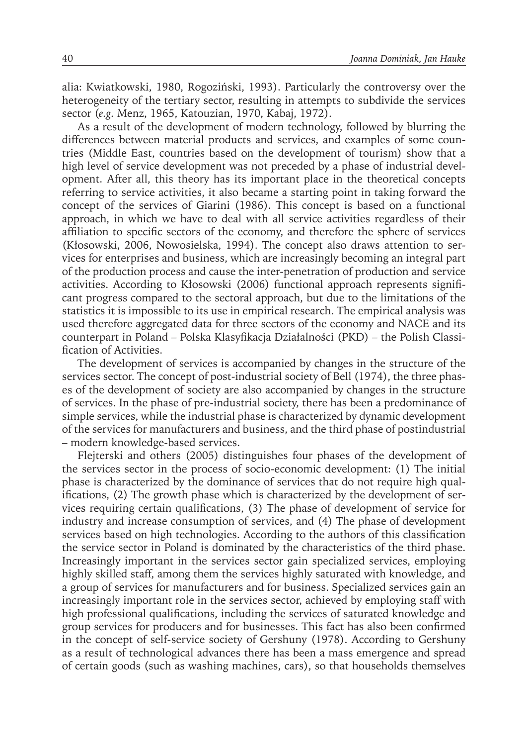alia: Kwiatkowski, 1980, Rogoziński, 1993). Particularly the controversy over the heterogeneity of the tertiary sector, resulting in attempts to subdivide the services sector (*e.g.* Menz, 1965, Katouzian, 1970, Kabaj, 1972).

As a result of the development of modern technology, followed by blurring the differences between material products and services, and examples of some countries (Middle East, countries based on the development of tourism) show that a high level of service development was not preceded by a phase of industrial development. After all, this theory has its important place in the theoretical concepts referring to service activities, it also became a starting point in taking forward the concept of the services of Giarini (1986). This concept is based on a functional approach, in which we have to deal with all service activities regardless of their affiliation to specific sectors of the economy, and therefore the sphere of services (Kłosowski, 2006, Nowosielska, 1994). The concept also draws attention to services for enterprises and business, which are increasingly becoming an integral part of the production process and cause the inter-penetration of production and service activities. According to Kłosowski (2006) functional approach represents significant progress compared to the sectoral approach, but due to the limitations of the statistics it is impossible to its use in empirical research. The empirical analysis was used therefore aggregated data for three sectors of the economy and NACE and its counterpart in Poland – Polska Klasyfikacja Działalności (PKD) – the Polish Classification of Activities.

The development of services is accompanied by changes in the structure of the services sector. The concept of post-industrial society of Bell (1974), the three phases of the development of society are also accompanied by changes in the structure of services. In the phase of pre-industrial society, there has been a predominance of simple services, while the industrial phase is characterized by dynamic development of the services for manufacturers and business, and the third phase of postindustrial – modern knowledge-based services.

Flejterski and others (2005) distinguishes four phases of the development of the services sector in the process of socio-economic development: (1) The initial phase is characterized by the dominance of services that do not require high qualifications, (2) The growth phase which is characterized by the development of services requiring certain qualifications, (3) The phase of development of service for industry and increase consumption of services, and (4) The phase of development services based on high technologies. According to the authors of this classification the service sector in Poland is dominated by the characteristics of the third phase. Increasingly important in the services sector gain specialized services, employing highly skilled staff, among them the services highly saturated with knowledge, and a group of services for manufacturers and for business. Specialized services gain an increasingly important role in the services sector, achieved by employing staff with high professional qualifications, including the services of saturated knowledge and group services for producers and for businesses. This fact has also been confirmed in the concept of self-service society of Gershuny (1978). According to Gershuny as a result of technological advances there has been a mass emergence and spread of certain goods (such as washing machines, cars), so that households themselves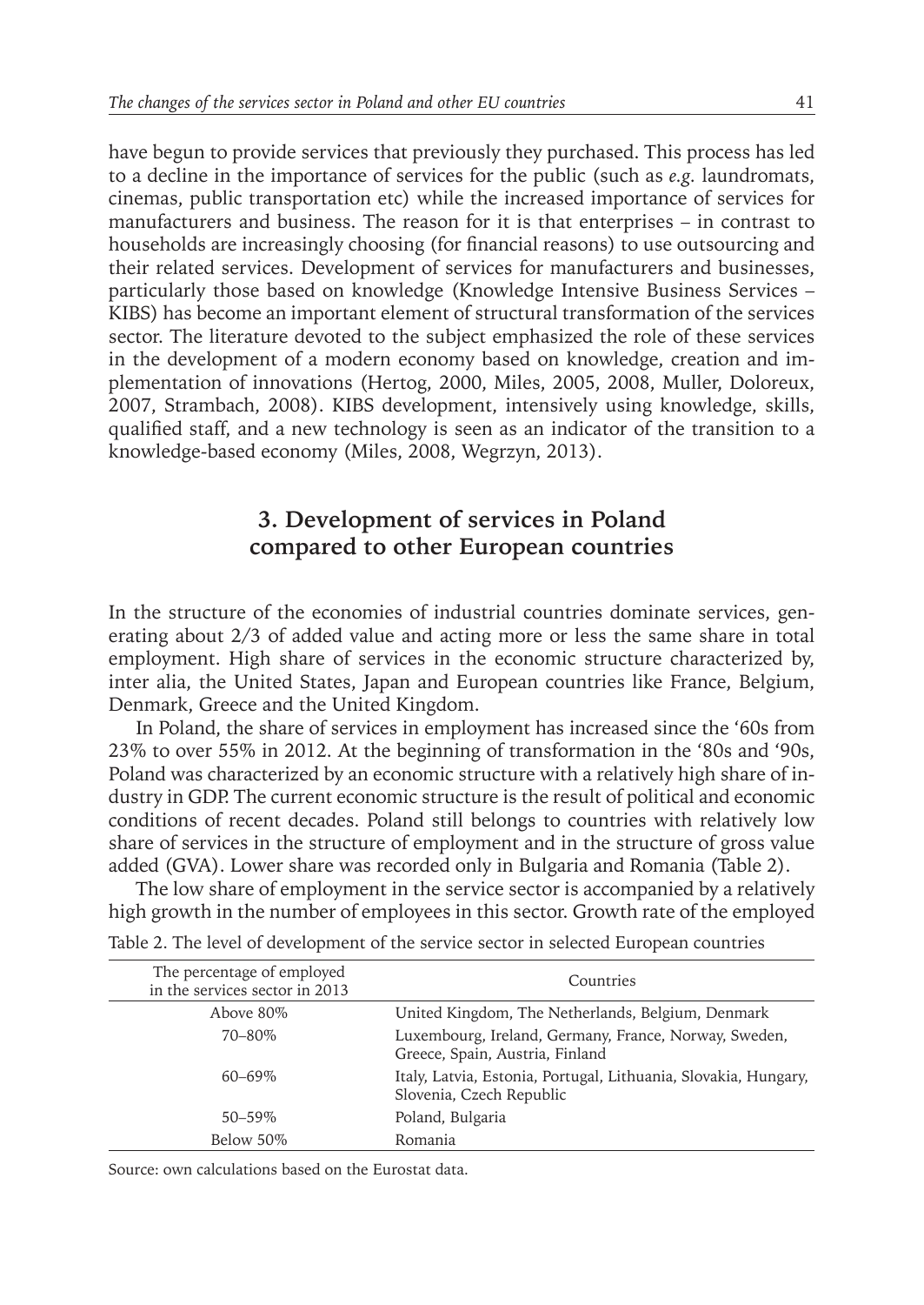have begun to provide services that previously they purchased. This process has led to a decline in the importance of services for the public (such as *e.g.* laundromats, cinemas, public transportation etc) while the increased importance of services for manufacturers and business. The reason for it is that enterprises – in contrast to households are increasingly choosing (for financial reasons) to use outsourcing and their related services. Development of services for manufacturers and businesses, particularly those based on knowledge (Knowledge Intensive Business Services – KIBS) has become an important element of structural transformation of the services sector. The literature devoted to the subject emphasized the role of these services in the development of a modern economy based on knowledge, creation and implementation of innovations (Hertog, 2000, Miles, 2005, 2008, Muller, Doloreux, 2007, Strambach, 2008). KIBS development, intensively using knowledge, skills, qualified staff, and a new technology is seen as an indicator of the transition to a knowledge-based economy (Miles, 2008, Wegrzyn, 2013).

## 3. Development of services in Poland compared to other European countries

In the structure of the economies of industrial countries dominate services, generating about 2/3 of added value and acting more or less the same share in total employment. High share of services in the economic structure characterized by, inter alia, the United States, Japan and European countries like France, Belgium, Denmark, Greece and the United Kingdom.

In Poland, the share of services in employment has increased since the '60s from 23% to over 55% in 2012. At the beginning of transformation in the '80s and '90s, Poland was characterized by an economic structure with a relatively high share of industry in GDP. The current economic structure is the result of political and economic conditions of recent decades. Poland still belongs to countries with relatively low share of services in the structure of employment and in the structure of gross value added (GVA). Lower share was recorded only in Bulgaria and Romania (Table 2).

The low share of employment in the service sector is accompanied by a relatively high growth in the number of employees in this sector. Growth rate of the employed

Table 2. The level of development of the service sector in selected European countries

| The percentage of employed in the services sector in 2013 | Countries |
|---|---|
| Above 80% | United Kingdom, The Netherlands, Belgium, Denmark |
| 70–80% | Luxembourg, Ireland, Germany, France, Norway, Sweden, Greece, Spain, Austria, Finland |
| 60–69% | Italy, Latvia, Estonia, Portugal, Lithuania, Slovakia, Hungary, Slovenia, Czech Republic |
| 50–59% | Poland, Bulgaria |
| Below 50% | Romania |

Source: own calculations based on the Eurostat data.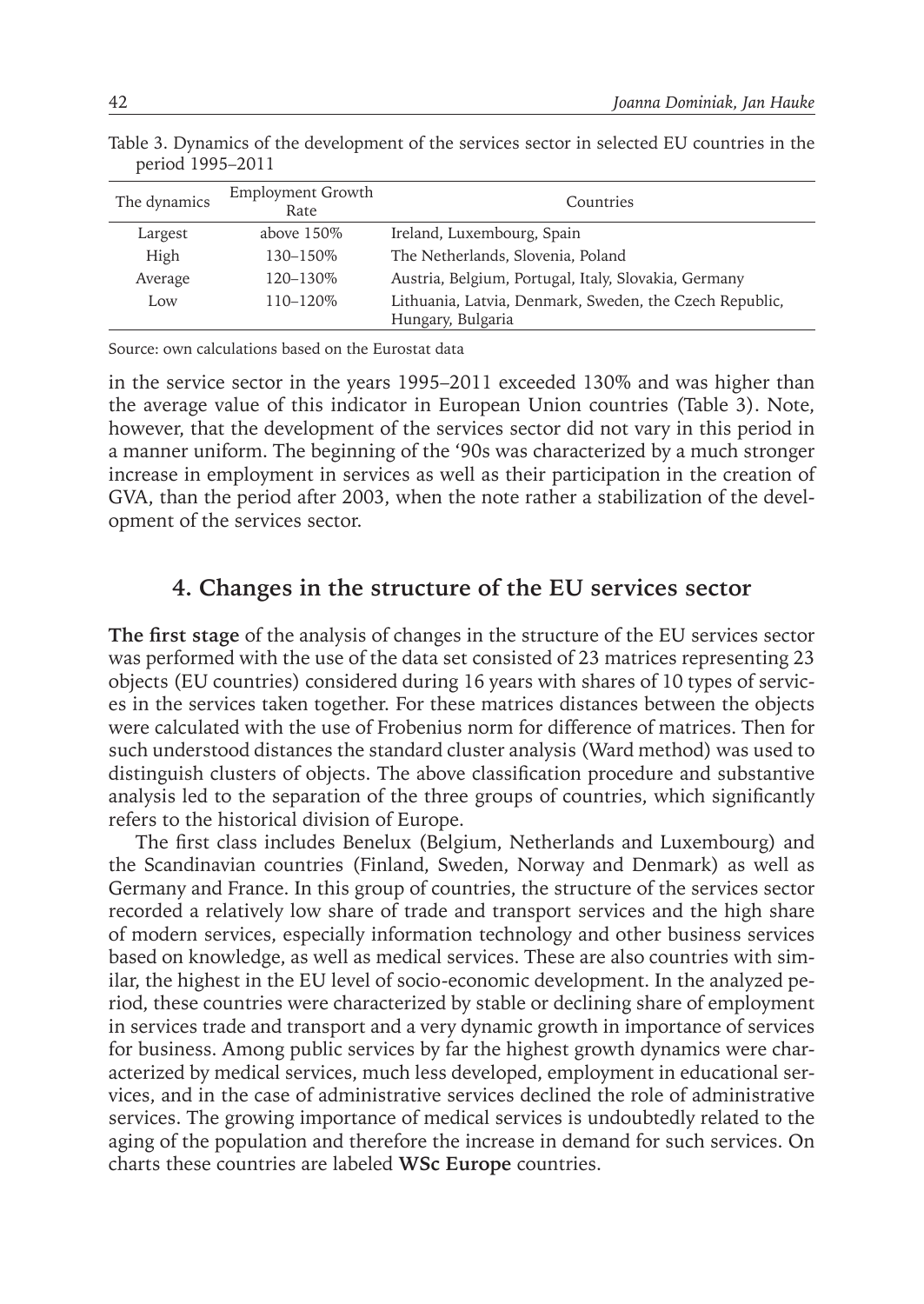Table 3. Dynamics of the development of the services sector in selected EU countries in the period 1995–2011

| The dynamics | Employment Growth Rate | Countries |
|---|---|---|
| Largest | above 150% | Ireland, Luxembourg, Spain |
| High | 130–150% | The Netherlands, Slovenia, Poland |
| Average | 120–130% | Austria, Belgium, Portugal, Italy, Slovakia, Germany |
| Low | 110–120% | Lithuania, Latvia, Denmark, Sweden, the Czech Republic, Hungary, Bulgaria |

Source: own calculations based on the Eurostat data

in the service sector in the years 1995–2011 exceeded 130% and was higher than the average value of this indicator in European Union countries (Table 3). Note, however, that the development of the services sector did not vary in this period in a manner uniform. The beginning of the '90s was characterized by a much stronger increase in employment in services as well as their participation in the creation of GVA, than the period after 2003, when the note rather a stabilization of the development of the services sector.

## 4. Changes in the structure of the EU services sector

**The first stage** of the analysis of changes in the structure of the EU services sector was performed with the use of the data set consisted of 23 matrices representing 23 objects (EU countries) considered during 16 years with shares of 10 types of services in the services taken together. For these matrices distances between the objects were calculated with the use of Frobenius norm for difference of matrices. Then for such understood distances the standard cluster analysis (Ward method) was used to distinguish clusters of objects. The above classification procedure and substantive analysis led to the separation of the three groups of countries, which significantly refers to the historical division of Europe.

The first class includes Benelux (Belgium, Netherlands and Luxembourg) and the Scandinavian countries (Finland, Sweden, Norway and Denmark) as well as Germany and France. In this group of countries, the structure of the services sector recorded a relatively low share of trade and transport services and the high share of modern services, especially information technology and other business services based on knowledge, as well as medical services. These are also countries with similar, the highest in the EU level of socio-economic development. In the analyzed period, these countries were characterized by stable or declining share of employment in services trade and transport and a very dynamic growth in importance of services for business. Among public services by far the highest growth dynamics were characterized by medical services, much less developed, employment in educational services, and in the case of administrative services declined the role of administrative services. The growing importance of medical services is undoubtedly related to the aging of the population and therefore the increase in demand for such services. On charts these countries are labeled **WSc Europe** countries.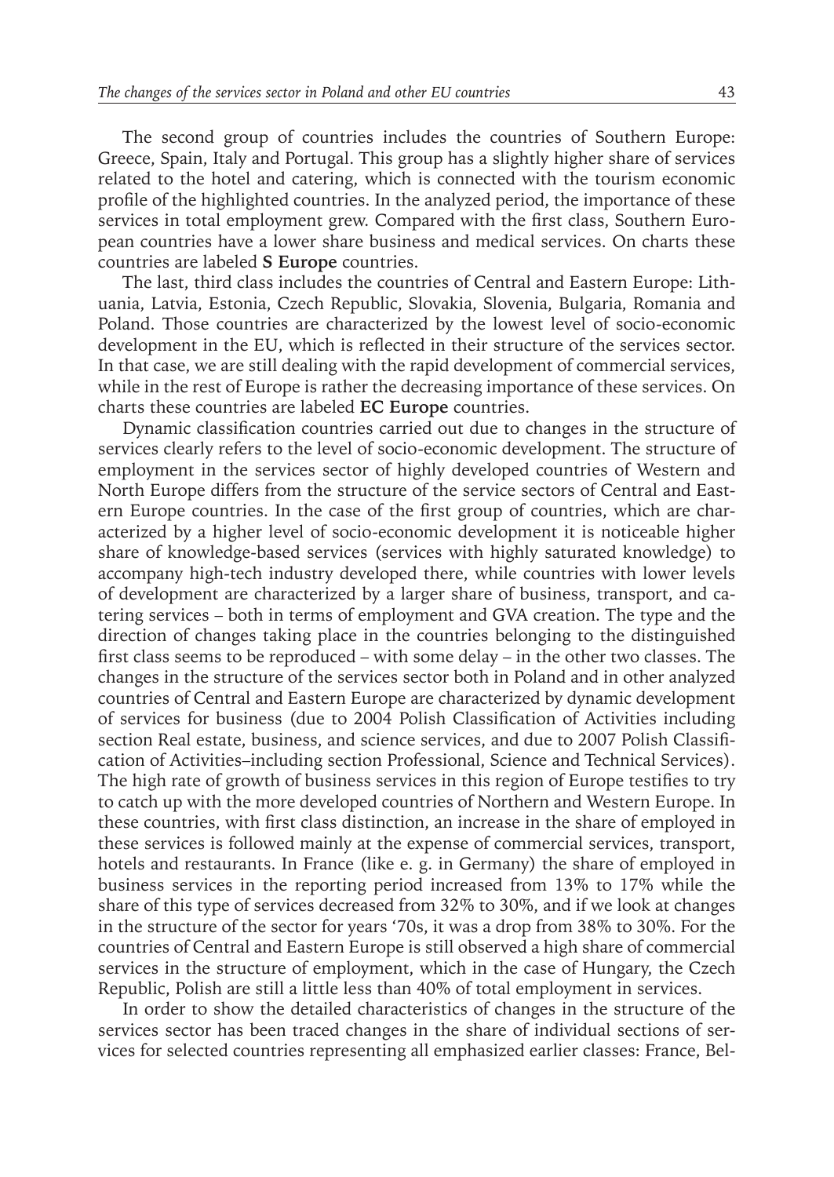The second group of countries includes the countries of Southern Europe: Greece, Spain, Italy and Portugal. This group has a slightly higher share of services related to the hotel and catering, which is connected with the tourism economic profile of the highlighted countries. In the analyzed period, the importance of these services in total employment grew. Compared with the first class, Southern European countries have a lower share business and medical services. On charts these countries are labeled **S Europe** countries.

The last, third class includes the countries of Central and Eastern Europe: Lithuania, Latvia, Estonia, Czech Republic, Slovakia, Slovenia, Bulgaria, Romania and Poland. Those countries are characterized by the lowest level of socio-economic development in the EU, which is reflected in their structure of the services sector. In that case, we are still dealing with the rapid development of commercial services, while in the rest of Europe is rather the decreasing importance of these services. On charts these countries are labeled **EC Europe** countries.

Dynamic classification countries carried out due to changes in the structure of services clearly refers to the level of socio-economic development. The structure of employment in the services sector of highly developed countries of Western and North Europe differs from the structure of the service sectors of Central and Eastern Europe countries. In the case of the first group of countries, which are characterized by a higher level of socio-economic development it is noticeable higher share of knowledge-based services (services with highly saturated knowledge) to accompany high-tech industry developed there, while countries with lower levels of development are characterized by a larger share of business, transport, and catering services – both in terms of employment and GVA creation. The type and the direction of changes taking place in the countries belonging to the distinguished first class seems to be reproduced – with some delay – in the other two classes. The changes in the structure of the services sector both in Poland and in other analyzed countries of Central and Eastern Europe are characterized by dynamic development of services for business (due to 2004 Polish Classification of Activities including section Real estate, business, and science services, and due to 2007 Polish Classification of Activities–including section Professional, Science and Technical Services). The high rate of growth of business services in this region of Europe testifies to try to catch up with the more developed countries of Northern and Western Europe. In these countries, with first class distinction, an increase in the share of employed in these services is followed mainly at the expense of commercial services, transport, hotels and restaurants. In France (like e. g. in Germany) the share of employed in business services in the reporting period increased from 13% to 17% while the share of this type of services decreased from 32% to 30%, and if we look at changes in the structure of the sector for years '70s, it was a drop from 38% to 30%. For the countries of Central and Eastern Europe is still observed a high share of commercial services in the structure of employment, which in the case of Hungary, the Czech Republic, Polish are still a little less than 40% of total employment in services.

In order to show the detailed characteristics of changes in the structure of the services sector has been traced changes in the share of individual sections of services for selected countries representing all emphasized earlier classes: France, Bel-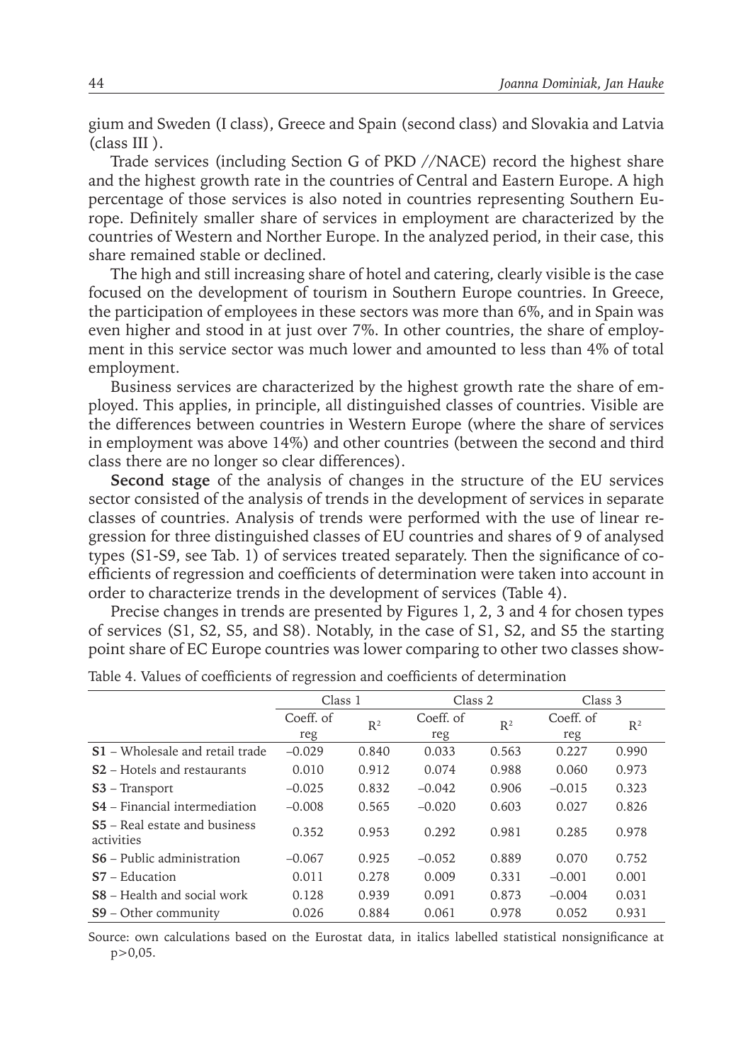gium and Sweden (I class), Greece and Spain (second class) and Slovakia and Latvia (class III ).

Trade services (including Section G of PKD //NACE) record the highest share and the highest growth rate in the countries of Central and Eastern Europe. A high percentage of those services is also noted in countries representing Southern Europe. Definitely smaller share of services in employment are characterized by the countries of Western and Norther Europe. In the analyzed period, in their case, this share remained stable or declined.

The high and still increasing share of hotel and catering, clearly visible is the case focused on the development of tourism in Southern Europe countries. In Greece, the participation of employees in these sectors was more than 6%, and in Spain was even higher and stood in at just over 7%. In other countries, the share of employment in this service sector was much lower and amounted to less than 4% of total employment.

Business services are characterized by the highest growth rate the share of employed. This applies, in principle, all distinguished classes of countries. Visible are the differences between countries in Western Europe (where the share of services in employment was above 14%) and other countries (between the second and third class there are no longer so clear differences).

**Second stage** of the analysis of changes in the structure of the EU services sector consisted of the analysis of trends in the development of services in separate classes of countries. Analysis of trends were performed with the use of linear regression for three distinguished classes of EU countries and shares of 9 of analysed types (S1-S9, see Tab. 1) of services treated separately. Then the significance of coefficients of regression and coefficients of determination were taken into account in order to characterize trends in the development of services (Table 4).

Precise changes in trends are presented by Figures 1, 2, 3 and 4 for chosen types of services (S1, S2, S5, and S8). Notably, in the case of S1, S2, and S5 the starting point share of EC Europe countries was lower comparing to other two classes show-

Table 4. Values of coefficients of regression and coefficients of determination

| | Class 1 | | Class 2 | | Class 3 | |
|---|---|---|---|---|---|---|
| | Coeff. of reg | $R^2$ | Coeff. of reg | $R^2$ | Coeff. of reg | $R^2$ |
| **S1** – Wholesale and retail trade | –0.029 | 0.840 | 0.033 | 0.563 | 0.227 | 0.990 |
| **S2** – Hotels and restaurants | 0.010 | 0.912 | 0.074 | 0.988 | 0.060 | 0.973 |
| **S3** – Transport | –0.025 | 0.832 | –0.042 | 0.906 | –0.015 | 0.323 |
| **S4** – Financial intermediation | –0.008 | 0.565 | –0.020 | 0.603 | 0.027 | 0.826 |
| **S5** – Real estate and business activities | 0.352 | 0.953 | 0.292 | 0.981 | 0.285 | 0.978 |
| **S6** – Public administration | –0.067 | 0.925 | –0.052 | 0.889 | 0.070 | 0.752 |
| **S7** – Education | 0.011 | 0.278 | 0.009 | 0.331 | –0.001 | 0.001 |
| **S8** – Health and social work | 0.128 | 0.939 | 0.091 | 0.873 | –0.004 | 0.031 |
| **S9** – Other community | 0.026 | 0.884 | 0.061 | 0.978 | 0.052 | 0.931 |

Source: own calculations based on the Eurostat data, in italics labelled statistical nonsignificance at p>0,05.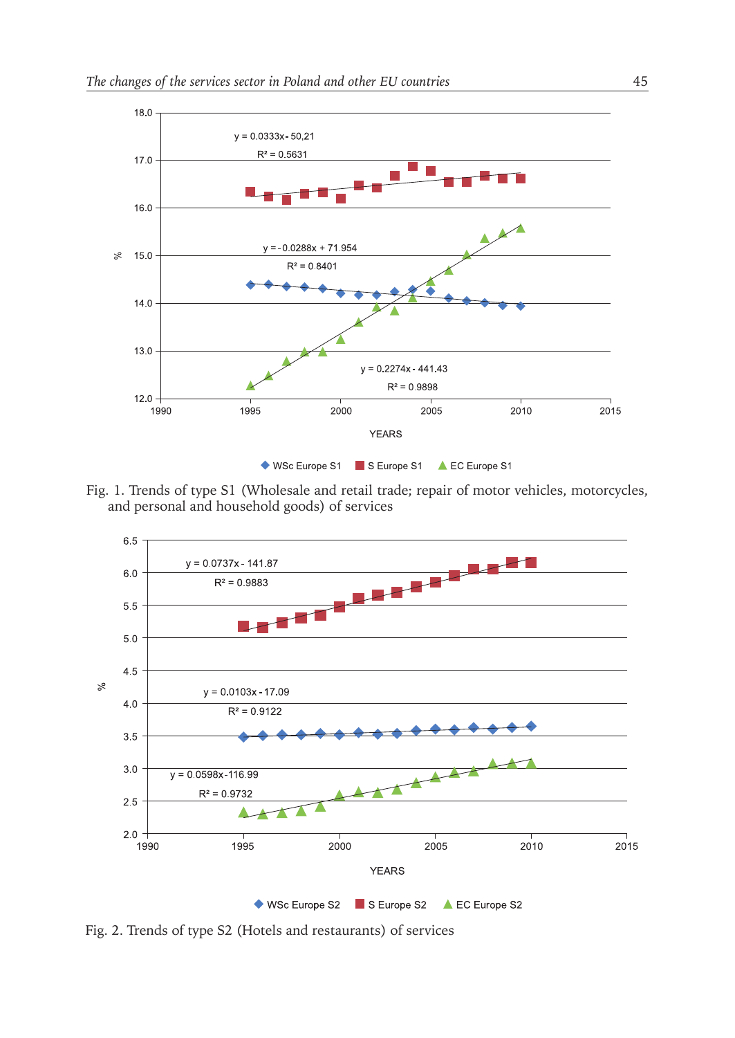Fig. 1. Trends of type S1 (Wholesale and retail trade; repair of motor vehicles, motorcycles, and personal and household goods) of services

Fig. 2. Trends of type S2 (Hotels and restaurants) of services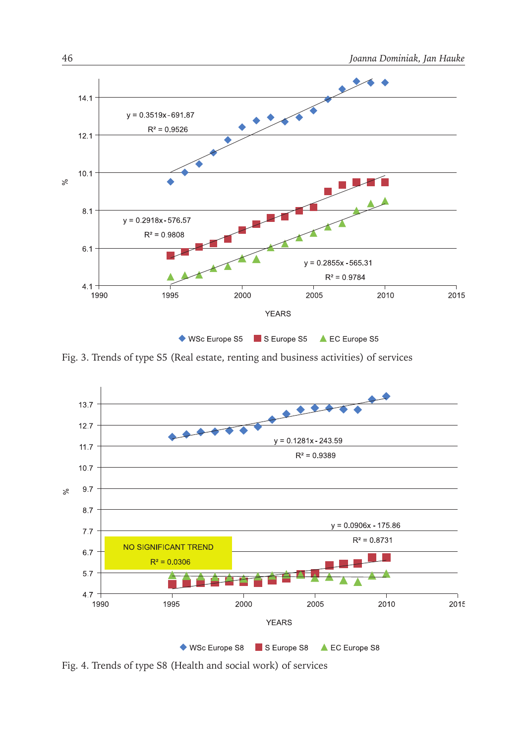Fig. 3. Trends of type S5 (Real estate, renting and business activities) of services

Fig. 4. Trends of type S8 (Health and social work) of services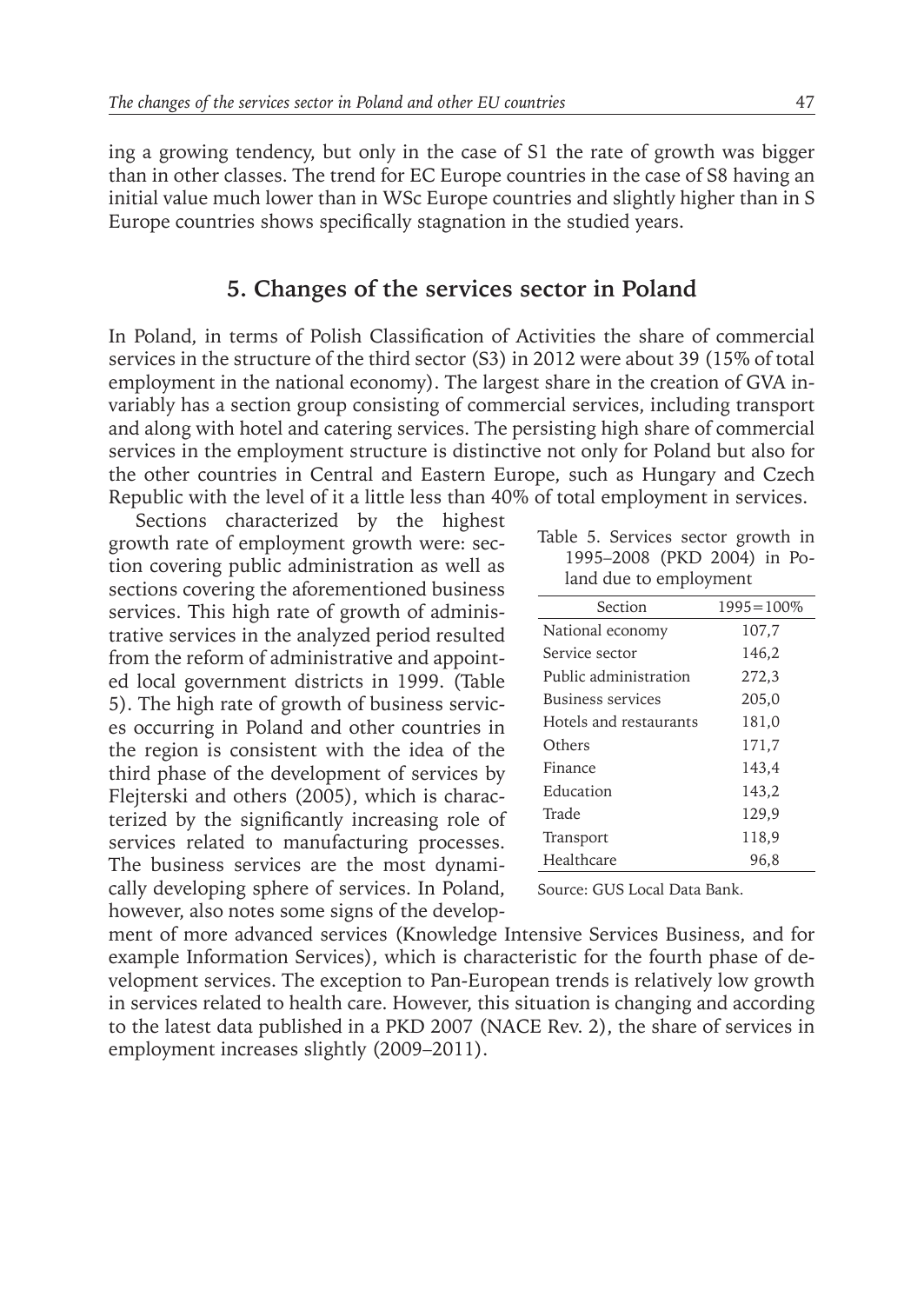ing a growing tendency, but only in the case of S1 the rate of growth was bigger than in other classes. The trend for EC Europe countries in the case of S8 having an initial value much lower than in WSc Europe countries and slightly higher than in S Europe countries shows specifically stagnation in the studied years.

## 5. Changes of the services sector in Poland

In Poland, in terms of Polish Classification of Activities the share of commercial services in the structure of the third sector (S3) in 2012 were about 39 (15% of total employment in the national economy). The largest share in the creation of GVA invariably has a section group consisting of commercial services, including transport and along with hotel and catering services. The persisting high share of commercial services in the employment structure is distinctive not only for Poland but also for the other countries in Central and Eastern Europe, such as Hungary and Czech Republic with the level of it a little less than 40% of total employment in services.

Sections characterized by the highest growth rate of employment growth were: section covering public administration as well as sections covering the aforementioned business services. This high rate of growth of administrative services in the analyzed period resulted from the reform of administrative and appointed local government districts in 1999. (Table 5). The high rate of growth of business services occurring in Poland and other countries in the region is consistent with the idea of the third phase of the development of services by Flejterski and others (2005), which is characterized by the significantly increasing role of services related to manufacturing processes. The business services are the most dynamically developing sphere of services. In Poland, however, also notes some signs of the development of more advanced services (Knowledge Intensive Services Business, and for example Information Services), which is characteristic for the fourth phase of development services. The exception to Pan-European trends is relatively low growth in services related to health care. However, this situation is changing and according to the latest data published in a PKD 2007 (NACE Rev. 2), the share of services in employment increases slightly (2009–2011).

Table 5. Services sector growth in 1995–2008 (PKD 2004) in Poland due to employment

| Section | 1995=100% |
|---|---|
| National economy | 107,7 |
| Service sector | 146,2 |
| Public administration | 272,3 |
| Business services | 205,0 |
| Hotels and restaurants | 181,0 |
| Others | 171,7 |
| Finance | 143,4 |
| Education | 143,2 |
| Trade | 129,9 |
| Transport | 118,9 |
| Healthcare | 96,8 |

Source: GUS Local Data Bank.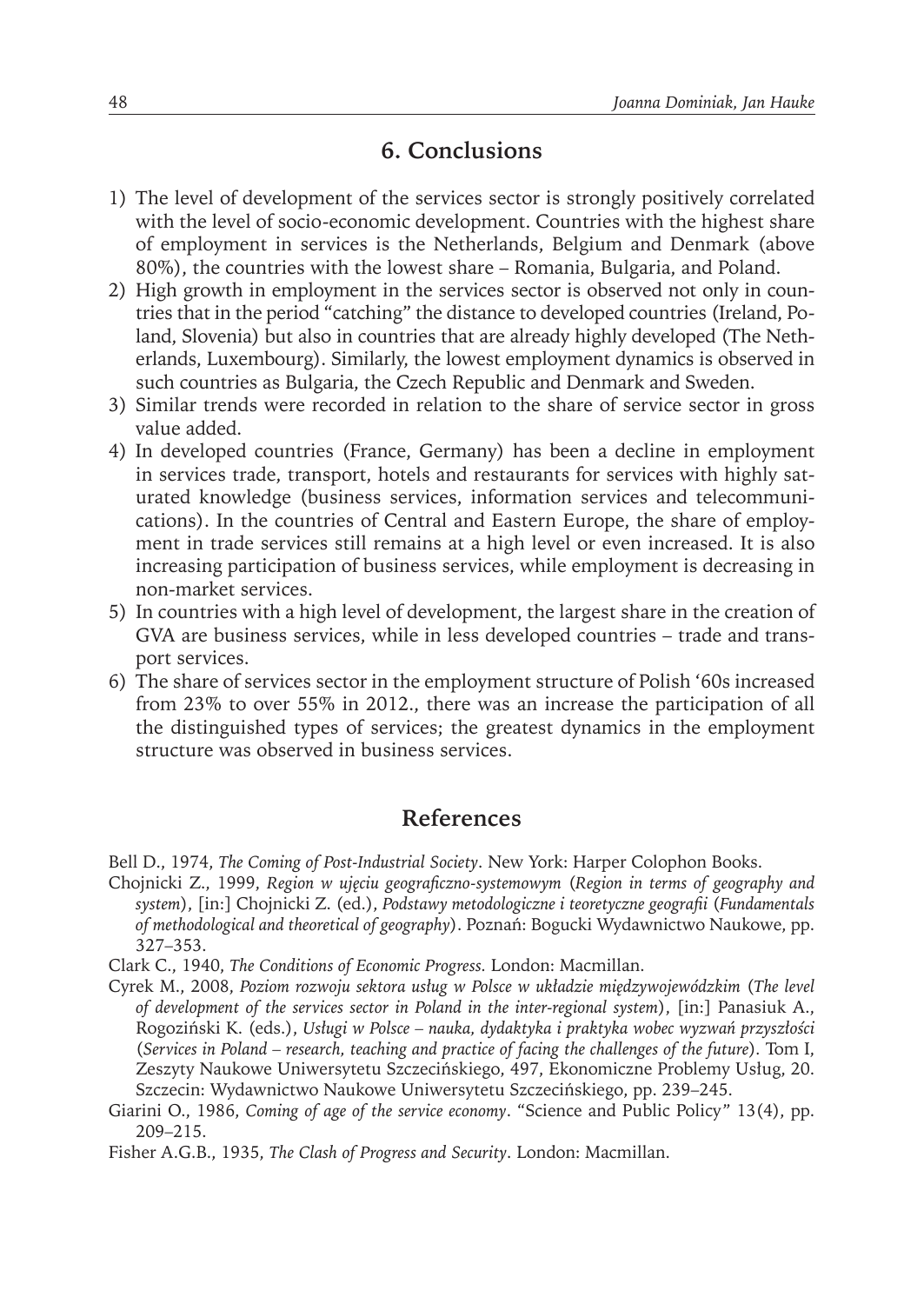## 6. Conclusions

1) The level of development of the services sector is strongly positively correlated with the level of socio-economic development. Countries with the highest share of employment in services is the Netherlands, Belgium and Denmark (above 80%), the countries with the lowest share – Romania, Bulgaria, and Poland.
2) High growth in employment in the services sector is observed not only in countries that in the period "catching" the distance to developed countries (Ireland, Poland, Slovenia) but also in countries that are already highly developed (The Netherlands, Luxembourg). Similarly, the lowest employment dynamics is observed in such countries as Bulgaria, the Czech Republic and Denmark and Sweden.
3) Similar trends were recorded in relation to the share of service sector in gross value added.
4) In developed countries (France, Germany) has been a decline in employment in services trade, transport, hotels and restaurants for services with highly saturated knowledge (business services, information services and telecommunications). In the countries of Central and Eastern Europe, the share of employment in trade services still remains at a high level or even increased. It is also increasing participation of business services, while employment is decreasing in non-market services.
5) In countries with a high level of development, the largest share in the creation of GVA are business services, while in less developed countries – trade and transport services.
6) The share of services sector in the employment structure of Polish '60s increased from 23% to over 55% in 2012., there was an increase the participation of all the distinguished types of services; the greatest dynamics in the employment structure was observed in business services.

## References

Bell D., 1974, *The Coming of Post-Industrial Society*. New York: Harper Colophon Books.

Chojnicki Z., 1999, *Region w ujęciu geograficzno-systemowym* (*Region in terms of geography and system*), [in:] Chojnicki Z. (ed.), *Podstawy metodologiczne i teoretyczne geografii* (*Fundamentals of methodological and theoretical of geography*). Poznań: Bogucki Wydawnictwo Naukowe, pp. 327–353.

Clark C., 1940, *The Conditions of Economic Progress.* London: Macmillan.

Cyrek M., 2008, *Poziom rozwoju sektora usług w Polsce w układzie międzywojewódzkim* (*The level of development of the services sector in Poland in the inter-regional system*), [in:] Panasiuk A., Rogoziński K. (eds.), *Usługi w Polsce – nauka, dydaktyka i praktyka wobec wyzwań przyszłości* (*Services in Poland – research, teaching and practice of facing the challenges of the future*). Tom I, Zeszyty Naukowe Uniwersytetu Szczecińskiego, 497, Ekonomiczne Problemy Usług, 20. Szczecin: Wydawnictwo Naukowe Uniwersytetu Szczecińskiego, pp. 239–245.

Giarini O., 1986, *Coming of age of the service economy*. "Science and Public Policy" 13(4), pp. 209–215.

Fisher A.G.B., 1935, *The Clash of Progress and Security*. London: Macmillan.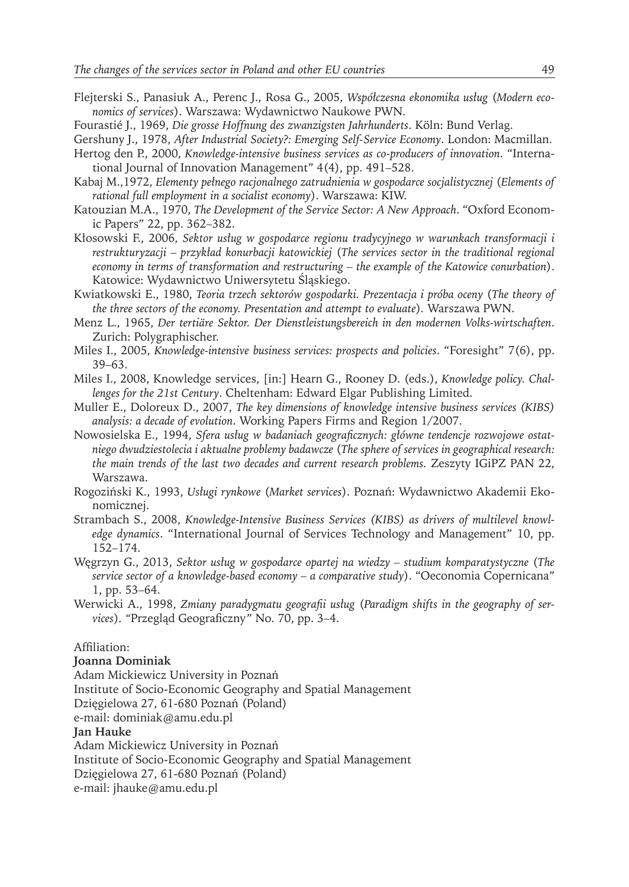Flejterski S., Panasiuk A., Perenc J., Rosa G., 2005, *Współczesna ekonomika usług* (*Modern economics of services*). Warszawa: Wydawnictwo Naukowe PWN.

Fourastié J., 1969, *Die grosse Hoffnung des zwanzigsten Jahrhunderts*. Köln: Bund Verlag.

Gershuny J., 1978, *After Industrial Society?: Emerging Self-Service Economy*. London: Macmillan.

Hertog den P., 2000, *Knowledge-intensive business services as co-producers of innovation*. "International Journal of Innovation Management" 4(4), pp. 491–528.

Kabaj M.,1972, *Elementy pełnego racjonalnego zatrudnienia w gospodarce socjalistycznej* (*Elements of rational full employment in a socialist economy*). Warszawa: KIW.

Katouzian M.A., 1970, *The Development of the Service Sector: A New Approach*. "Oxford Economic Papers" 22, pp. 362–382.

Kłosowski F., 2006, *Sektor usług w gospodarce regionu tradycyjnego w warunkach transformacji i restrukturyzacji – przykład konurbacji katowickiej* (*The services sector in the traditional regional economy in terms of transformation and restructuring – the example of the Katowice conurbation*). Katowice: Wydawnictwo Uniwersytetu Śląskiego.

Kwiatkowski E., 1980, *Teoria trzech sektorów gospodarki. Prezentacja i próba oceny* (*The theory of the three sectors of the economy. Presentation and attempt to evaluate*). Warszawa PWN.

Menz L., 1965, *Der tertiäre Sektor. Der Dienstleistungsbereich in den modernen Volks-wirtschaften*. Zurich: Polygraphischer.

Miles I., 2005, *Knowledge-intensive business services: prospects and policies*. "Foresight" 7(6), pp. 39–63.

Miles I., 2008, Knowledge services, [in:] Hearn G., Rooney D. (eds.), *Knowledge policy. Challenges for the 21st Century*. Cheltenham: Edward Elgar Publishing Limited.

Muller E., Doloreux D., 2007, *The key dimensions of knowledge intensive business services (KIBS) analysis: a decade of evolution*. Working Papers Firms and Region 1/2007.

Nowosielska E., 1994, *Sfera usług w badaniach geograficznych: główne tendencje rozwojowe ostatniego dwudziestolecia i aktualne problemy badawcze* (*The sphere of services in geographical research: the main trends of the last two decades and current research problems.* Zeszyty IGiPZ PAN 22, Warszawa.

Rogoziński K., 1993, *Usługi rynkowe* (*Market services*). Poznań: Wydawnictwo Akademii Ekonomicznej.

Strambach S., 2008, *Knowledge-Intensive Business Services (KIBS) as drivers of multilevel knowledge dynamics*. "International Journal of Services Technology and Management" 10, pp. 152–174.

Węgrzyn G., 2013, *Sektor usług w gospodarce opartej na wiedzy – studium komparatystyczne* (*The service sector of a knowledge-based economy – a comparative study*). "Oeconomia Copernicana" 1, pp. 53–64.

Werwicki A., 1998, *Zmiany paradygmatu geografii usług* (*Paradigm shifts in the geography of services*). "Przegląd Geograficzny" No. 70, pp. 3–4.

Affiliation:

**Joanna Dominiak**
Adam Mickiewicz University in Poznań
Institute of Socio-Economic Geography and Spatial Management
Dzięgielowa 27, 61-680 Poznań (Poland)
e-mail: dominiak@amu.edu.pl

**Jan Hauke**
Adam Mickiewicz University in Poznań
Institute of Socio-Economic Geography and Spatial Management
Dzięgielowa 27, 61-680 Poznań (Poland)
e-mail: jhauke@amu.edu.pl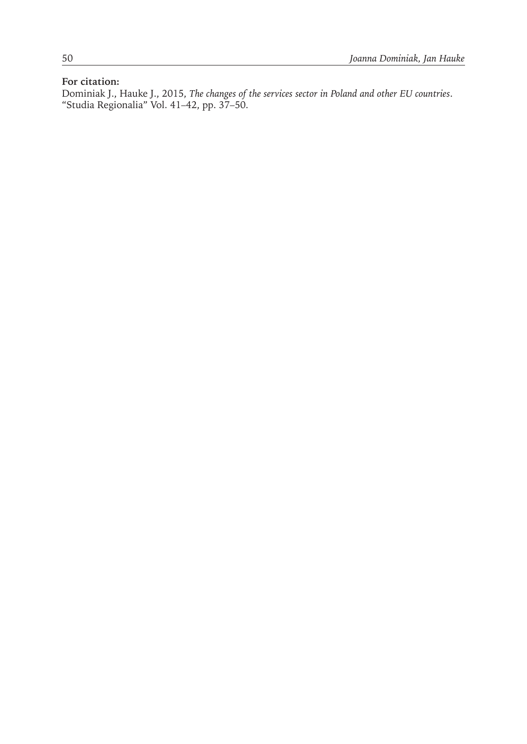**For citation:**

Dominiak J., Hauke J., 2015, *The changes of the services sector in Poland and other EU countries*. "Studia Regionalia" Vol. 41–42, pp. 37–50.